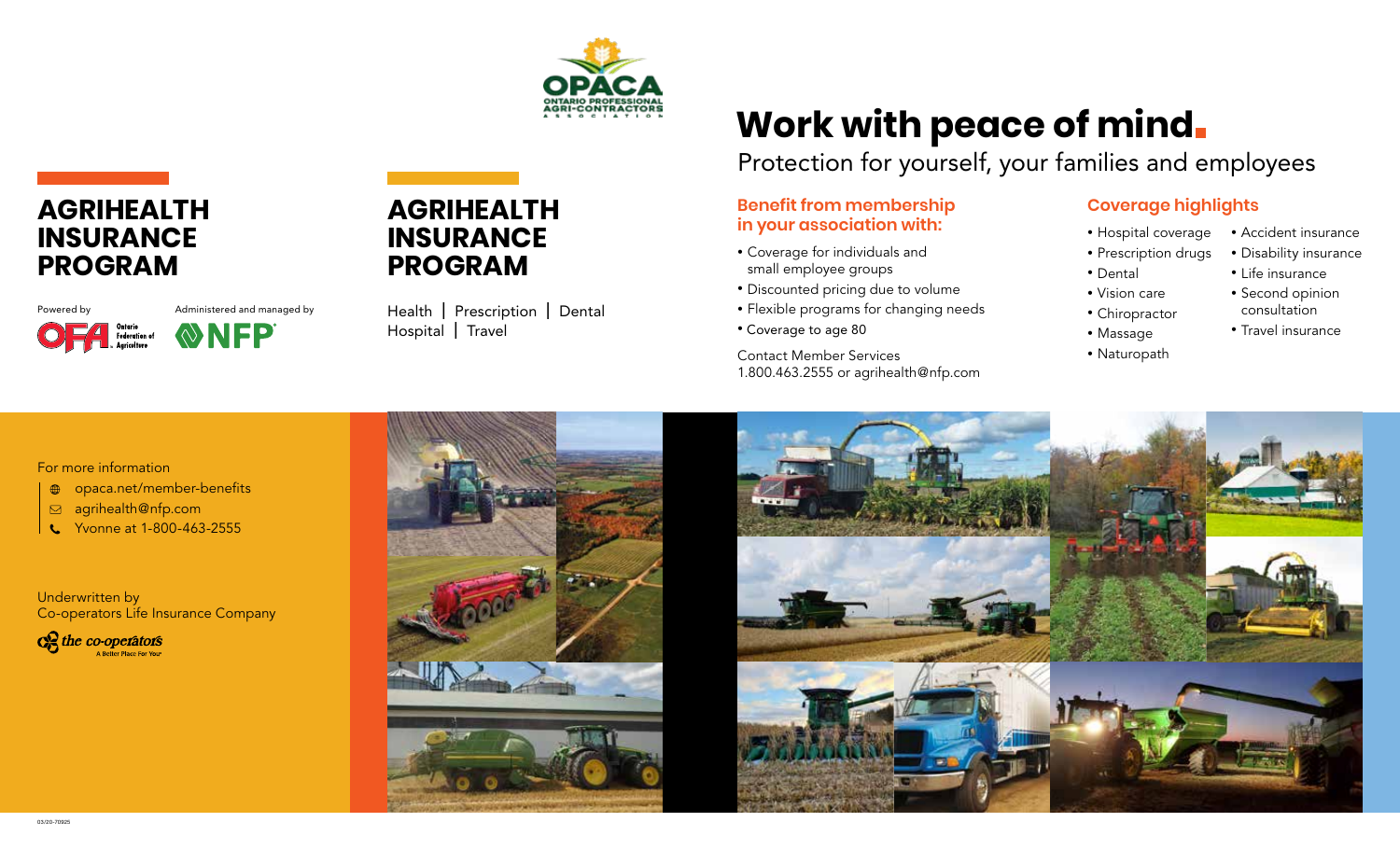# AGRIHEALTH INSURANCE PROGRAM

Powered by Ontario Federation of Agriculture

Administered and managed by NFP

For more information

- opaca.net/member-benefits
- agrihealth@nfp.com
- Yvonne at 1-800-463-2555

Underwritten by
Co-operators Life Insurance Company

the co-operators
A Better Place For You

03/20-70925

OPACA
ONTARIO PROFESSIONAL AGRI-CONTRACTORS ASSOCIATION

# AGRIHEALTH INSURANCE PROGRAM

Health | Prescription | Dental
Hospital | Travel

# Work with peace of mind.

Protection for yourself, your families and employees

## Benefit from membership in your association with:

- Coverage for individuals and small employee groups
- Discounted pricing due to volume
- Flexible programs for changing needs
- Coverage to age 80

Contact Member Services
1.800.463.2555 or agrihealth@nfp.com

## Coverage highlights

- Hospital coverage
- Prescription drugs
- Dental
- Vision care
- Chiropractor
- Massage
- Naturopath
- Accident insurance
- Disability insurance
- Life insurance
- Second opinion consultation
- Travel insurance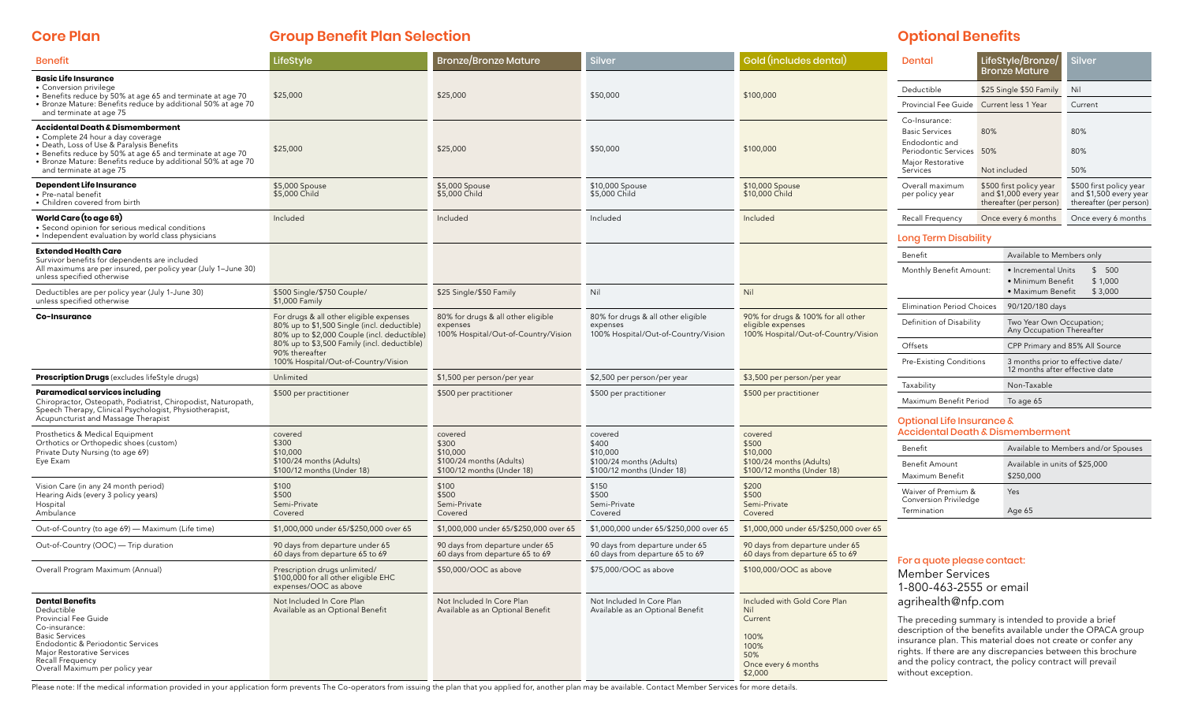## Core Plan

## Group Benefit Plan Selection

| Benefit | LifeStyle | Bronze/Bronze Mature | Silver | Gold (includes dental) |
|---|---|---|---|---|
| **Basic Life Insurance**<br>• Conversion privilege<br>• Benefits reduce by 50% at age 65 and terminate at age 70<br>• Bronze Mature: Benefits reduce by additional 50% at age 70 and terminate at age 75 | $25,000 | $25,000 | $50,000 | $100,000 |
| **Accidental Death & Dismemberment**<br>• Complete 24 hour a day coverage<br>• Death, Loss of Use & Paralysis Benefits<br>• Benefits reduce by 50% at age 65 and terminate at age 70<br>• Bronze Mature: Benefits reduce by additional 50% at age 70 and terminate at age 75 | $25,000 | $25,000 | $50,000 | $100,000 |
| **Dependent Life Insurance**<br>• Pre-natal benefit<br>• Children covered from birth | $5,000 Spouse<br>$5,000 Child | $5,000 Spouse<br>$5,000 Child | $10,000 Spouse<br>$5,000 Child | $10,000 Spouse<br>$10,000 Child |
| **World Care (to age 69)**<br>• Second opinion for serious medical conditions<br>• Independent evaluation by world class physicians | Included | Included | Included | Included |
| **Extended Health Care**<br>Survivor benefits for dependents are included<br>All maximums are per insured, per policy year (July 1–June 30) unless specified otherwise | | | | |
| Deductibles are per policy year (July 1-June 30) unless specified otherwise | $500 Single/$750 Couple/<br>$1,000 Family | $25 Single/$50 Family | Nil | Nil |
| **Co-Insurance** | For drugs & all other eligible expenses<br>80% up to $1,500 Single (incl. deductible)<br>80% up to $2,000 Couple (incl. deductible)<br>80% up to $3,500 Family (incl. deductible)<br>90% thereafter<br>100% Hospital/Out-of-Country/Vision | 80% for drugs & all other eligible expenses<br>100% Hospital/Out-of-Country/Vision | 80% for drugs & all other eligible expenses<br>100% Hospital/Out-of-Country/Vision | 90% for drugs & 100% for all other eligible expenses<br>100% Hospital/Out-of-Country/Vision |
| **Prescription Drugs** (excludes lifeStyle drugs) | Unlimited | $1,500 per person/per year | $2,500 per person/per year | $3,500 per person/per year |
| **Paramedical services including**<br>Chiropractor, Osteopath, Podiatrist, Chiropodist, Naturopath, Speech Therapy, Clinical Psychologist, Physiotherapist, Acupuncturist and Massage Therapist | $500 per practitioner | $500 per practitioner | $500 per practitioner | $500 per practitioner |
| Prosthetics & Medical Equipment<br>Orthotics or Orthopedic shoes (custom)<br>Private Duty Nursing (to age 69)<br>Eye Exam | covered<br>$300<br>$10,000<br>$100/24 months (Adults)<br>$100/12 months (Under 18) | covered<br>$300<br>$10,000<br>$100/24 months (Adults)<br>$100/12 months (Under 18) | covered<br>$400<br>$10,000<br>$100/24 months (Adults)<br>$100/12 months (Under 18) | covered<br>$500<br>$10,000<br>$100/24 months (Adults)<br>$100/12 months (Under 18) |
| Vision Care (in any 24 month period)<br>Hearing Aids (every 3 policy years)<br>Hospital<br>Ambulance | $100<br>$500<br>Semi-Private<br>Covered | $100<br>$500<br>Semi-Private<br>Covered | $150<br>$500<br>Semi-Private<br>Covered | $200<br>$500<br>Semi-Private<br>Covered |
| Out-of-Country (to age 69) — Maximum (Life time) | $1,000,000 under 65/$250,000 over 65 | $1,000,000 under 65/$250,000 over 65 | $1,000,000 under 65/$250,000 over 65 | $1,000,000 under 65/$250,000 over 65 |
| Out-of-Country (OOC) — Trip duration | 90 days from departure under 65<br>60 days from departure 65 to 69 | 90 days from departure under 65<br>60 days from departure 65 to 69 | 90 days from departure under 65<br>60 days from departure 65 to 69 | 90 days from departure under 65<br>60 days from departure 65 to 69 |
| Overall Program Maximum (Annual) | Prescription drugs unlimited/<br>$100,000 for all other eligible EHC expenses/OOC as above | $50,000/OOC as above | $75,000/OOC as above | $100,000/OOC as above |
| **Dental Benefits**<br>Deductible<br>Provincial Fee Guide<br>Co-insurance:<br>Basic Services<br>Endodontic & Periodontic Services<br>Major Restorative Services<br>Recall Frequency<br>Overall Maximum per policy year | Not Included In Core Plan<br>Available as an Optional Benefit | Not Included In Core Plan<br>Available as an Optional Benefit | Not Included In Core Plan<br>Available as an Optional Benefit | Included with Gold Core Plan<br>Nil<br>Current<br><br>100%<br>100%<br>50%<br>Once every 6 months<br>$2,000 |

Please note: If the medical information provided in your application form prevents The Co-operators from issuing the plan that you applied for, another plan may be available. Contact Member Services for more details.

## Optional Benefits

| Dental | LifeStyle/Bronze/ Bronze Mature | Silver |
|---|---|---|
| Deductible | $25 Single $50 Family | Nil |
| Provincial Fee Guide | Current less 1 Year | Current |
| Co-Insurance:<br>Basic Services<br>Endodontic and Periodontic Services<br>Major Restorative Services | <br>80%<br>50%<br>Not included | <br>80%<br>80%<br>50% |
| Overall maximum per policy year | $500 first policy year and $1,000 every year thereafter (per person) | $500 first policy year and $1,500 every year thereafter (per person) |
| Recall Frequency | Once every 6 months | Once every 6 months |

### Long Term Disability

| Benefit | Available to Members only |
|---|---|
| Monthly Benefit Amount: | • Incremental Units $ 500<br>• Minimum Benefit $ 1,000<br>• Maximum Benefit $ 3,000 |
| Elimination Period Choices | 90/120/180 days |
| Definition of Disability | Two Year Own Occupation;<br>Any Occupation Thereafter |
| Offsets | CPP Primary and 85% All Source |
| Pre-Existing Conditions | 3 months prior to effective date/<br>12 months after effective date |
| Taxability | Non-Taxable |
| Maximum Benefit Period | To age 65 |

### Optional Life Insurance & Accidental Death & Dismemberment

| Benefit | Available to Members and/or Spouses |
|---|---|
| Benefit Amount<br>Maximum Benefit | Available in units of $25,000<br>$250,000 |
| Waiver of Premium & Conversion Priviledge<br>Termination | Yes<br>Age 65 |

**For a quote please contact:**

Member Services
1-800-463-2555 or email
agrihealth@nfp.com

The preceding summary is intended to provide a brief description of the benefits available under the OPACA group insurance plan. This material does not create or confer any rights. If there are any discrepancies between this brochure and the policy contract, the policy contract will prevail without exception.